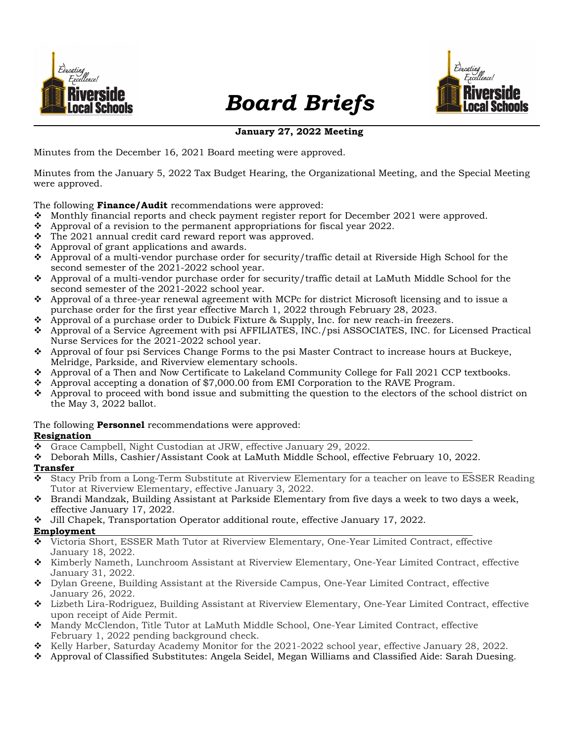# Board Briefs

**January 27, 2022 Meeting**

Minutes from the December 16, 2021 Board meeting were approved.

Minutes from the January 5, 2022 Tax Budget Hearing, the Organizational Meeting, and the Special Meeting were approved.

The following **Finance/Audit** recommendations were approved:

- Monthly financial reports and check payment register report for December 2021 were approved.
- Approval of a revision to the permanent appropriations for fiscal year 2022.
- The 2021 annual credit card reward report was approved.
- Approval of grant applications and awards.
- Approval of a multi-vendor purchase order for security/traffic detail at Riverside High School for the second semester of the 2021-2022 school year.
- Approval of a multi-vendor purchase order for security/traffic detail at LaMuth Middle School for the second semester of the 2021-2022 school year.
- Approval of a three-year renewal agreement with MCPc for district Microsoft licensing and to issue a purchase order for the first year effective March 1, 2022 through February 28, 2023.
- Approval of a purchase order to Dubick Fixture & Supply, Inc. for new reach-in freezers.
- Approval of a Service Agreement with psi AFFILIATES, INC./psi ASSOCIATES, INC. for Licensed Practical Nurse Services for the 2021-2022 school year.
- Approval of four psi Services Change Forms to the psi Master Contract to increase hours at Buckeye, Melridge, Parkside, and Riverview elementary schools.
- Approval of a Then and Now Certificate to Lakeland Community College for Fall 2021 CCP textbooks.
- Approval accepting a donation of $7,000.00 from EMI Corporation to the RAVE Program.
- Approval to proceed with bond issue and submitting the question to the electors of the school district on the May 3, 2022 ballot.

The following **Personnel** recommendations were approved:

**Resignation**

- Grace Campbell, Night Custodian at JRW, effective January 29, 2022.
- Deborah Mills, Cashier/Assistant Cook at LaMuth Middle School, effective February 10, 2022.

**Transfer**

- Stacy Prib from a Long-Term Substitute at Riverview Elementary for a teacher on leave to ESSER Reading Tutor at Riverview Elementary, effective January 3, 2022.
- Brandi Mandzak, Building Assistant at Parkside Elementary from five days a week to two days a week, effective January 17, 2022.
- Jill Chapek, Transportation Operator additional route, effective January 17, 2022.

**Employment**

- Victoria Short, ESSER Math Tutor at Riverview Elementary, One-Year Limited Contract, effective January 18, 2022.
- Kimberly Nameth, Lunchroom Assistant at Riverview Elementary, One-Year Limited Contract, effective January 31, 2022.
- Dylan Greene, Building Assistant at the Riverside Campus, One-Year Limited Contract, effective January 26, 2022.
- Lizbeth Lira-Rodriguez, Building Assistant at Riverview Elementary, One-Year Limited Contract, effective upon receipt of Aide Permit.
- Mandy McClendon, Title Tutor at LaMuth Middle School, One-Year Limited Contract, effective February 1, 2022 pending background check.
- Kelly Harber, Saturday Academy Monitor for the 2021-2022 school year, effective January 28, 2022.
- Approval of Classified Substitutes: Angela Seidel, Megan Williams and Classified Aide: Sarah Duesing.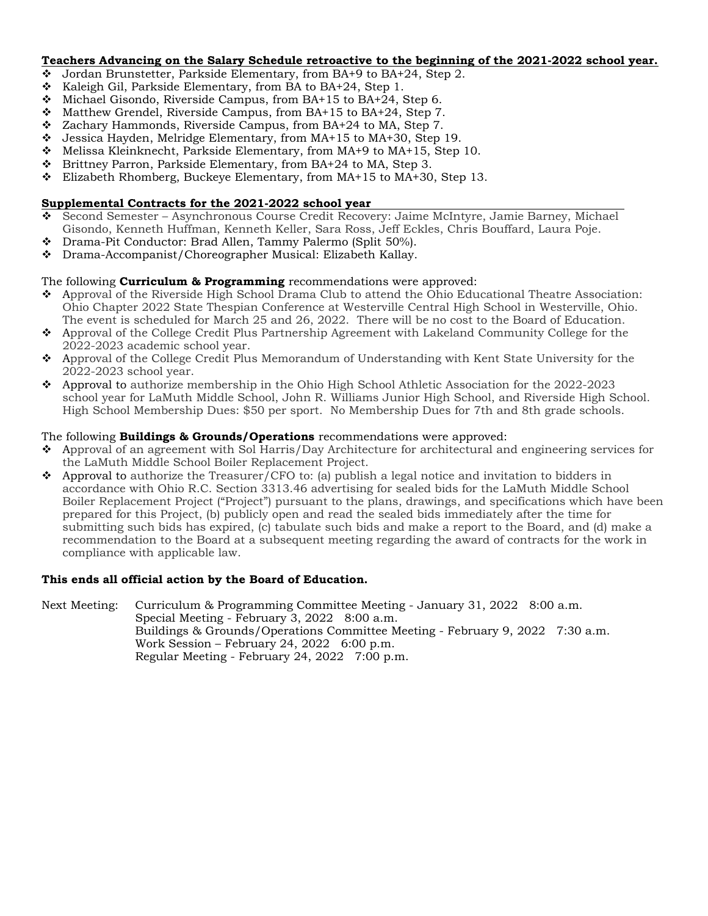**Teachers Advancing on the Salary Schedule retroactive to the beginning of the 2021-2022 school year.**

- Jordan Brunstetter, Parkside Elementary, from BA+9 to BA+24, Step 2.
- Kaleigh Gil, Parkside Elementary, from BA to BA+24, Step 1.
- Michael Gisondo, Riverside Campus, from BA+15 to BA+24, Step 6.
- Matthew Grendel, Riverside Campus, from BA+15 to BA+24, Step 7.
- Zachary Hammonds, Riverside Campus, from BA+24 to MA, Step 7.
- Jessica Hayden, Melridge Elementary, from MA+15 to MA+30, Step 19.
- Melissa Kleinknecht, Parkside Elementary, from MA+9 to MA+15, Step 10.
- Brittney Parron, Parkside Elementary, from BA+24 to MA, Step 3.
- Elizabeth Rhomberg, Buckeye Elementary, from MA+15 to MA+30, Step 13.

**Supplemental Contracts for the 2021-2022 school year**

- Second Semester – Asynchronous Course Credit Recovery: Jaime McIntyre, Jamie Barney, Michael Gisondo, Kenneth Huffman, Kenneth Keller, Sara Ross, Jeff Eckles, Chris Bouffard, Laura Poje.
- Drama-Pit Conductor: Brad Allen, Tammy Palermo (Split 50%).
- Drama-Accompanist/Choreographer Musical: Elizabeth Kallay.

The following **Curriculum & Programming** recommendations were approved:

- Approval of the Riverside High School Drama Club to attend the Ohio Educational Theatre Association: Ohio Chapter 2022 State Thespian Conference at Westerville Central High School in Westerville, Ohio. The event is scheduled for March 25 and 26, 2022. There will be no cost to the Board of Education.
- Approval of the College Credit Plus Partnership Agreement with Lakeland Community College for the 2022-2023 academic school year.
- Approval of the College Credit Plus Memorandum of Understanding with Kent State University for the 2022-2023 school year.
- Approval to authorize membership in the Ohio High School Athletic Association for the 2022-2023 school year for LaMuth Middle School, John R. Williams Junior High School, and Riverside High School. High School Membership Dues: $50 per sport. No Membership Dues for 7th and 8th grade schools.

The following **Buildings & Grounds/Operations** recommendations were approved:

- Approval of an agreement with Sol Harris/Day Architecture for architectural and engineering services for the LaMuth Middle School Boiler Replacement Project.
- Approval to authorize the Treasurer/CFO to: (a) publish a legal notice and invitation to bidders in accordance with Ohio R.C. Section 3313.46 advertising for sealed bids for the LaMuth Middle School Boiler Replacement Project ("Project") pursuant to the plans, drawings, and specifications which have been prepared for this Project, (b) publicly open and read the sealed bids immediately after the time for submitting such bids has expired, (c) tabulate such bids and make a report to the Board, and (d) make a recommendation to the Board at a subsequent meeting regarding the award of contracts for the work in compliance with applicable law.

**This ends all official action by the Board of Education.**

Next Meeting: Curriculum & Programming Committee Meeting - January 31, 2022 8:00 a.m.
Special Meeting - February 3, 2022 8:00 a.m.
Buildings & Grounds/Operations Committee Meeting - February 9, 2022 7:30 a.m.
Work Session – February 24, 2022 6:00 p.m.
Regular Meeting - February 24, 2022 7:00 p.m.